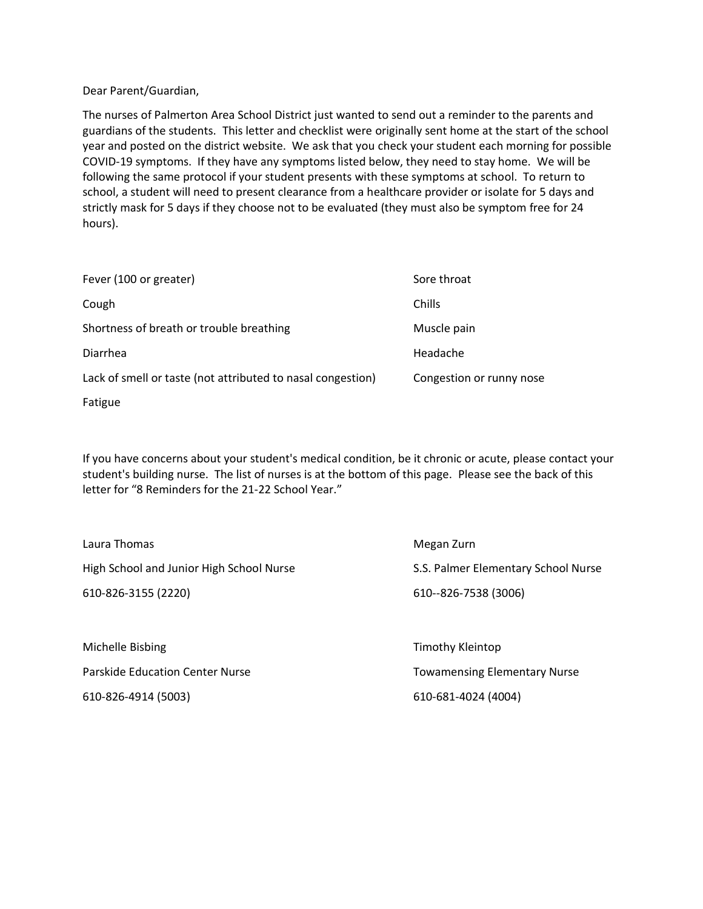Dear Parent/Guardian,

The nurses of Palmerton Area School District just wanted to send out a reminder to the parents and guardians of the students. This letter and checklist were originally sent home at the start of the school year and posted on the district website. We ask that you check your student each morning for possible COVID-19 symptoms. If they have any symptoms listed below, they need to stay home. We will be following the same protocol if your student presents with these symptoms at school. To return to school, a student will need to present clearance from a healthcare provider or isolate for 5 days and strictly mask for 5 days if they choose not to be evaluated (they must also be symptom free for 24 hours).

- Fever (100 or greater)
- Cough
- Shortness of breath or trouble breathing
- Diarrhea
- Lack of smell or taste (not attributed to nasal congestion)
- Fatigue
- Sore throat
- Chills
- Muscle pain
- Headache
- Congestion or runny nose

If you have concerns about your student's medical condition, be it chronic or acute, please contact your student's building nurse. The list of nurses is at the bottom of this page. Please see the back of this letter for "8 Reminders for the 21-22 School Year."

Laura Thomas
High School and Junior High School Nurse
610-826-3155 (2220)

Megan Zurn
S.S. Palmer Elementary School Nurse
610--826-7538 (3006)

Michelle Bisbing
Parkside Education Center Nurse
610-826-4914 (5003)

Timothy Kleintop
Towamensing Elementary Nurse
610-681-4024 (4004)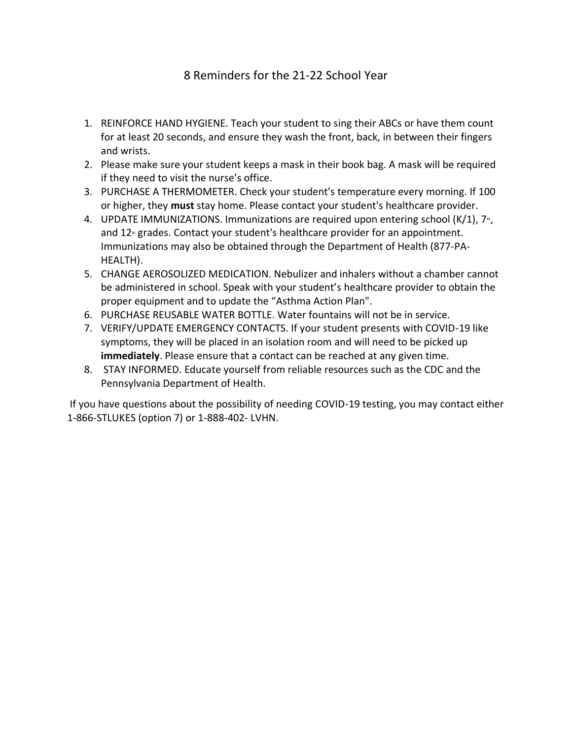# 8 Reminders for the 21-22 School Year

1. REINFORCE HAND HYGIENE. Teach your student to sing their ABCs or have them count for at least 20 seconds, and ensure they wash the front, back, in between their fingers and wrists.
2. Please make sure your student keeps a mask in their book bag. A mask will be required if they need to visit the nurse's office.
3. PURCHASE A THERMOMETER. Check your student's temperature every morning. If 100 or higher, they **must** stay home. Please contact your student's healthcare provider.
4. UPDATE IMMUNIZATIONS. Immunizations are required upon entering school (K/1), 7th, and 12th grades. Contact your student's healthcare provider for an appointment. Immunizations may also be obtained through the Department of Health (877-PA-HEALTH).
5. CHANGE AEROSOLIZED MEDICATION. Nebulizer and inhalers without a chamber cannot be administered in school. Speak with your student's healthcare provider to obtain the proper equipment and to update the "Asthma Action Plan".
6. PURCHASE REUSABLE WATER BOTTLE. Water fountains will not be in service.
7. VERIFY/UPDATE EMERGENCY CONTACTS. If your student presents with COVID-19 like symptoms, they will be placed in an isolation room and will need to be picked up **immediately**. Please ensure that a contact can be reached at any given time.
8. STAY INFORMED. Educate yourself from reliable resources such as the CDC and the Pennsylvania Department of Health.

If you have questions about the possibility of needing COVID-19 testing, you may contact either 1-866-STLUKES (option 7) or 1-888-402- LVHN.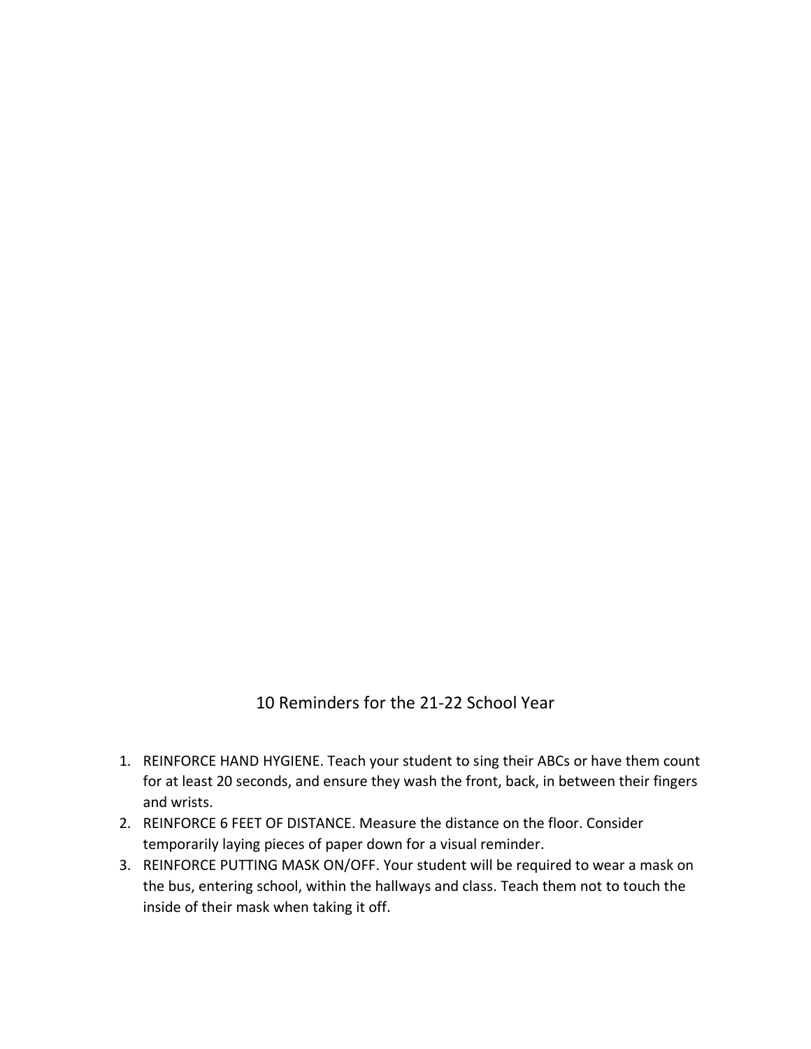# 10 Reminders for the 21-22 School Year

1. REINFORCE HAND HYGIENE. Teach your student to sing their ABCs or have them count for at least 20 seconds, and ensure they wash the front, back, in between their fingers and wrists.
2. REINFORCE 6 FEET OF DISTANCE. Measure the distance on the floor. Consider temporarily laying pieces of paper down for a visual reminder.
3. REINFORCE PUTTING MASK ON/OFF. Your student will be required to wear a mask on the bus, entering school, within the hallways and class. Teach them not to touch the inside of their mask when taking it off.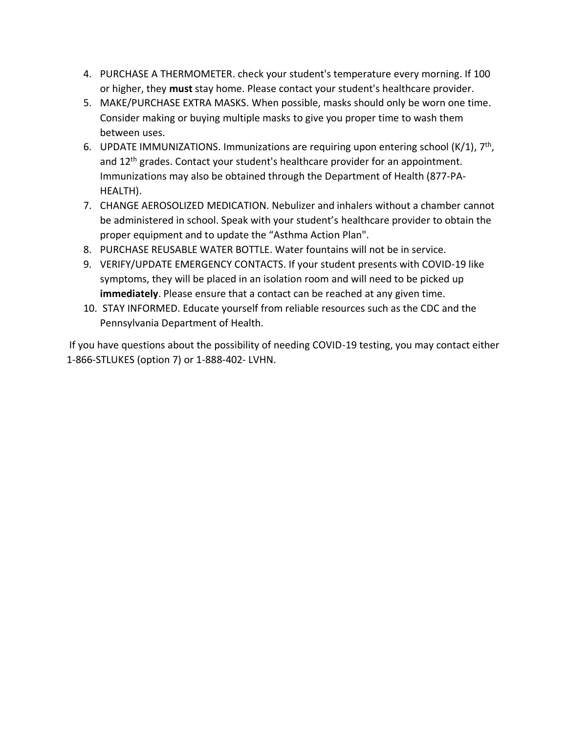4. PURCHASE A THERMOMETER. check your student's temperature every morning. If 100 or higher, they **must** stay home. Please contact your student's healthcare provider.
5. MAKE/PURCHASE EXTRA MASKS. When possible, masks should only be worn one time. Consider making or buying multiple masks to give you proper time to wash them between uses.
6. UPDATE IMMUNIZATIONS. Immunizations are requiring upon entering school (K/1), 7th, and 12th grades. Contact your student's healthcare provider for an appointment. Immunizations may also be obtained through the Department of Health (877-PA-HEALTH).
7. CHANGE AEROSOLIZED MEDICATION. Nebulizer and inhalers without a chamber cannot be administered in school. Speak with your student's healthcare provider to obtain the proper equipment and to update the "Asthma Action Plan".
8. PURCHASE REUSABLE WATER BOTTLE. Water fountains will not be in service.
9. VERIFY/UPDATE EMERGENCY CONTACTS. If your student presents with COVID-19 like symptoms, they will be placed in an isolation room and will need to be picked up **immediately**. Please ensure that a contact can be reached at any given time.
10. STAY INFORMED. Educate yourself from reliable resources such as the CDC and the Pennsylvania Department of Health.

If you have questions about the possibility of needing COVID-19 testing, you may contact either 1-866-STLUKES (option 7) or 1-888-402- LVHN.